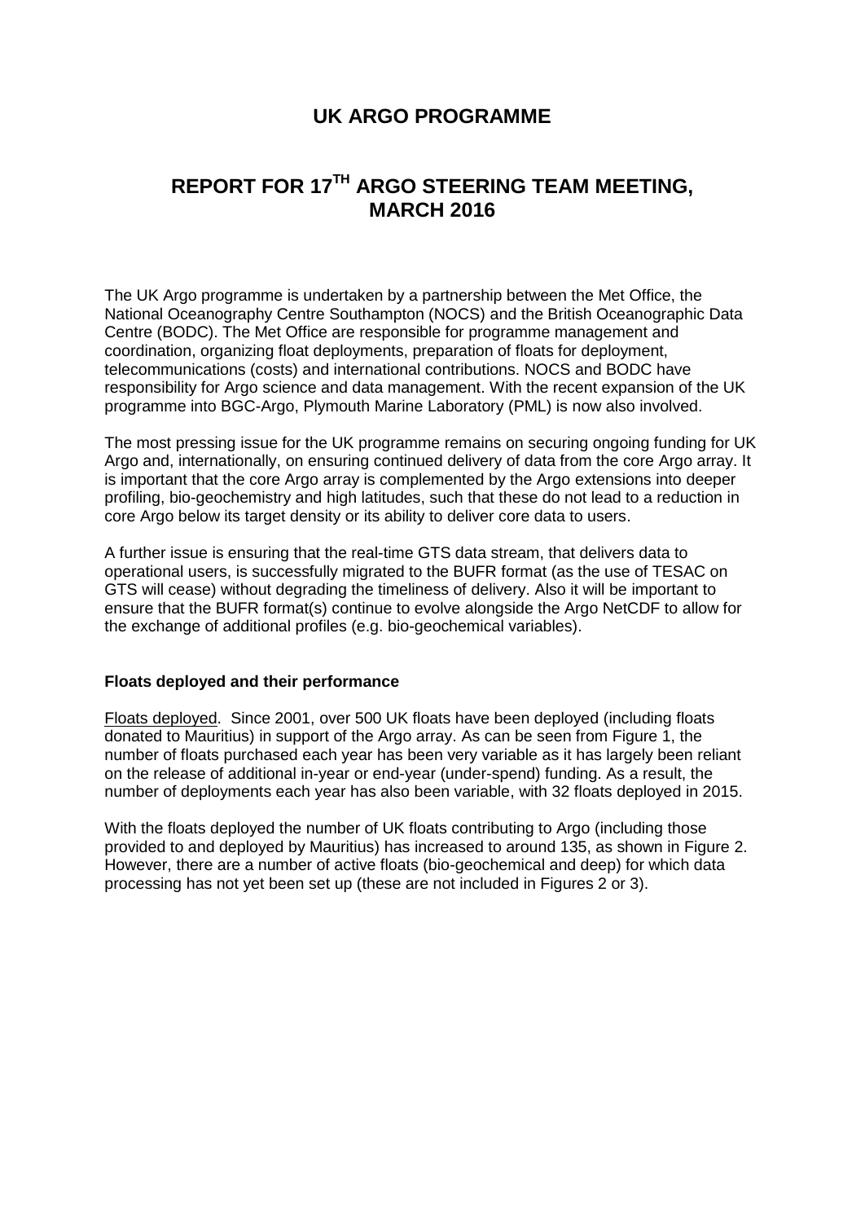# UK ARGO PROGRAMME

# REPORT FOR 17TH ARGO STEERING TEAM MEETING, MARCH 2016

The UK Argo programme is undertaken by a partnership between the Met Office, the National Oceanography Centre Southampton (NOCS) and the British Oceanographic Data Centre (BODC). The Met Office are responsible for programme management and coordination, organizing float deployments, preparation of floats for deployment, telecommunications (costs) and international contributions. NOCS and BODC have responsibility for Argo science and data management. With the recent expansion of the UK programme into BGC-Argo, Plymouth Marine Laboratory (PML) is now also involved.

The most pressing issue for the UK programme remains on securing ongoing funding for UK Argo and, internationally, on ensuring continued delivery of data from the core Argo array. It is important that the core Argo array is complemented by the Argo extensions into deeper profiling, bio-geochemistry and high latitudes, such that these do not lead to a reduction in core Argo below its target density or its ability to deliver core data to users.

A further issue is ensuring that the real-time GTS data stream, that delivers data to operational users, is successfully migrated to the BUFR format (as the use of TESAC on GTS will cease) without degrading the timeliness of delivery. Also it will be important to ensure that the BUFR format(s) continue to evolve alongside the Argo NetCDF to allow for the exchange of additional profiles (e.g. bio-geochemical variables).

### Floats deployed and their performance

Floats deployed. Since 2001, over 500 UK floats have been deployed (including floats donated to Mauritius) in support of the Argo array. As can be seen from Figure 1, the number of floats purchased each year has been very variable as it has largely been reliant on the release of additional in-year or end-year (under-spend) funding. As a result, the number of deployments each year has also been variable, with 32 floats deployed in 2015.

With the floats deployed the number of UK floats contributing to Argo (including those provided to and deployed by Mauritius) has increased to around 135, as shown in Figure 2. However, there are a number of active floats (bio-geochemical and deep) for which data processing has not yet been set up (these are not included in Figures 2 or 3).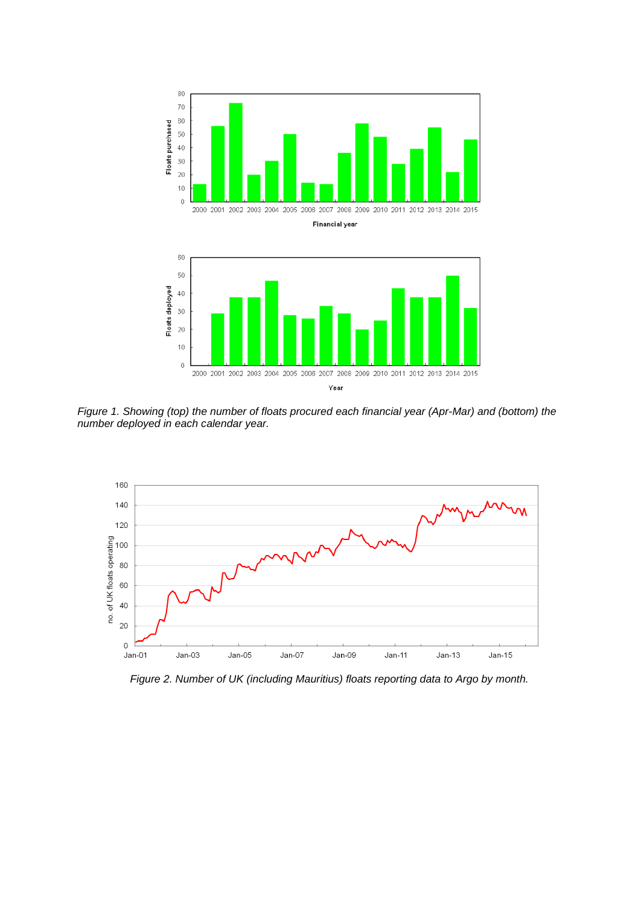*Figure 1. Showing (top) the number of floats procured each financial year (Apr-Mar) and (bottom) the number deployed in each calendar year.*

*Figure 2. Number of UK (including Mauritius) floats reporting data to Argo by month.*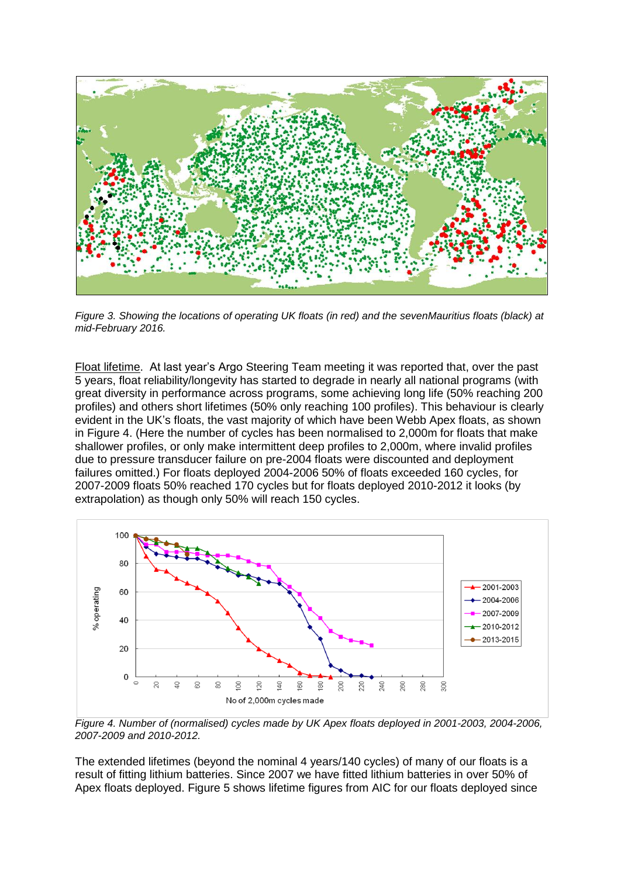*Figure 3. Showing the locations of operating UK floats (in red) and the sevenMauritius floats (black) at mid-February 2016.*

Float lifetime. At last year's Argo Steering Team meeting it was reported that, over the past 5 years, float reliability/longevity has started to degrade in nearly all national programs (with great diversity in performance across programs, some achieving long life (50% reaching 200 profiles) and others short lifetimes (50% only reaching 100 profiles). This behaviour is clearly evident in the UK's floats, the vast majority of which have been Webb Apex floats, as shown in Figure 4. (Here the number of cycles has been normalised to 2,000m for floats that make shallower profiles, or only make intermittent deep profiles to 2,000m, where invalid profiles due to pressure transducer failure on pre-2004 floats were discounted and deployment failures omitted.) For floats deployed 2004-2006 50% of floats exceeded 160 cycles, for 2007-2009 floats 50% reached 170 cycles but for floats deployed 2010-2012 it looks (by extrapolation) as though only 50% will reach 150 cycles.

*Figure 4. Number of (normalised) cycles made by UK Apex floats deployed in 2001-2003, 2004-2006, 2007-2009 and 2010-2012.*

The extended lifetimes (beyond the nominal 4 years/140 cycles) of many of our floats is a result of fitting lithium batteries. Since 2007 we have fitted lithium batteries in over 50% of Apex floats deployed. Figure 5 shows lifetime figures from AIC for our floats deployed since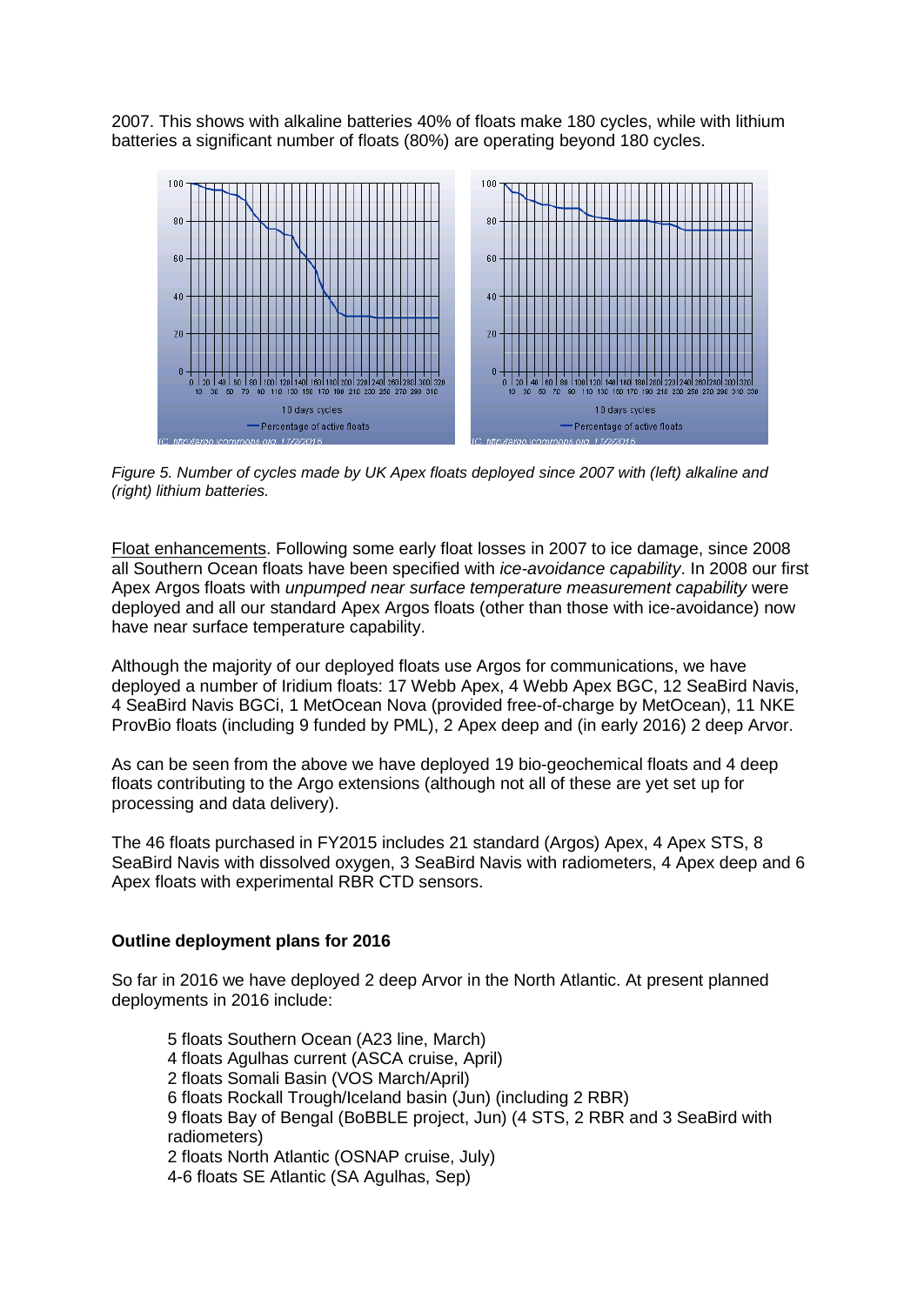2007. This shows with alkaline batteries 40% of floats make 180 cycles, while with lithium batteries a significant number of floats (80%) are operating beyond 180 cycles.

*Figure 5. Number of cycles made by UK Apex floats deployed since 2007 with (left) alkaline and (right) lithium batteries.*

Float enhancements. Following some early float losses in 2007 to ice damage, since 2008 all Southern Ocean floats have been specified with *ice-avoidance capability*. In 2008 our first Apex Argos floats with *unpumped near surface temperature measurement capability* were deployed and all our standard Apex Argos floats (other than those with ice-avoidance) now have near surface temperature capability.

Although the majority of our deployed floats use Argos for communications, we have deployed a number of Iridium floats: 17 Webb Apex, 4 Webb Apex BGC, 12 SeaBird Navis, 4 SeaBird Navis BGCi, 1 MetOcean Nova (provided free-of-charge by MetOcean), 11 NKE ProvBio floats (including 9 funded by PML), 2 Apex deep and (in early 2016) 2 deep Arvor.

As can be seen from the above we have deployed 19 bio-geochemical floats and 4 deep floats contributing to the Argo extensions (although not all of these are yet set up for processing and data delivery).

The 46 floats purchased in FY2015 includes 21 standard (Argos) Apex, 4 Apex STS, 8 SeaBird Navis with dissolved oxygen, 3 SeaBird Navis with radiometers, 4 Apex deep and 6 Apex floats with experimental RBR CTD sensors.

**Outline deployment plans for 2016**

So far in 2016 we have deployed 2 deep Arvor in the North Atlantic. At present planned deployments in 2016 include:

- 5 floats Southern Ocean (A23 line, March)
- 4 floats Agulhas current (ASCA cruise, April)
- 2 floats Somali Basin (VOS March/April)
- 6 floats Rockall Trough/Iceland basin (Jun) (including 2 RBR)
- 9 floats Bay of Bengal (BoBBLE project, Jun) (4 STS, 2 RBR and 3 SeaBird with radiometers)
- 2 floats North Atlantic (OSNAP cruise, July)
- 4-6 floats SE Atlantic (SA Agulhas, Sep)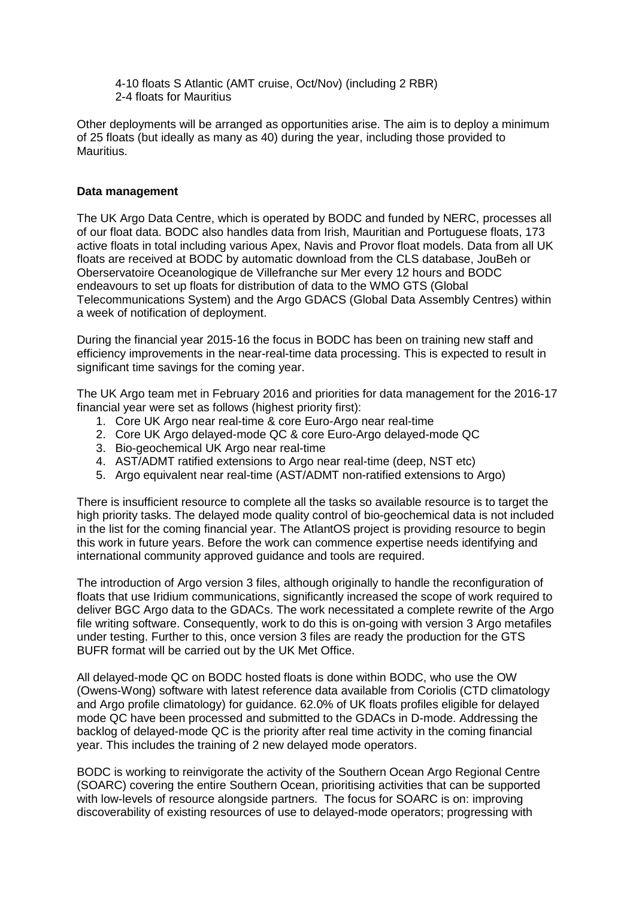4-10 floats S Atlantic (AMT cruise, Oct/Nov) (including 2 RBR)
2-4 floats for Mauritius

Other deployments will be arranged as opportunities arise. The aim is to deploy a minimum of 25 floats (but ideally as many as 40) during the year, including those provided to Mauritius.

**Data management**

The UK Argo Data Centre, which is operated by BODC and funded by NERC, processes all of our float data. BODC also handles data from Irish, Mauritian and Portuguese floats, 173 active floats in total including various Apex, Navis and Provor float models. Data from all UK floats are received at BODC by automatic download from the CLS database, JouBeh or Oberservatoire Oceanologique de Villefranche sur Mer every 12 hours and BODC endeavours to set up floats for distribution of data to the WMO GTS (Global Telecommunications System) and the Argo GDACS (Global Data Assembly Centres) within a week of notification of deployment.

During the financial year 2015-16 the focus in BODC has been on training new staff and efficiency improvements in the near-real-time data processing. This is expected to result in significant time savings for the coming year.

The UK Argo team met in February 2016 and priorities for data management for the 2016-17 financial year were set as follows (highest priority first):

1. Core UK Argo near real-time & core Euro-Argo near real-time
2. Core UK Argo delayed-mode QC & core Euro-Argo delayed-mode QC
3. Bio-geochemical UK Argo near real-time
4. AST/ADMT ratified extensions to Argo near real-time (deep, NST etc)
5. Argo equivalent near real-time (AST/ADMT non-ratified extensions to Argo)

There is insufficient resource to complete all the tasks so available resource is to target the high priority tasks. The delayed mode quality control of bio-geochemical data is not included in the list for the coming financial year. The AtlantOS project is providing resource to begin this work in future years. Before the work can commence expertise needs identifying and international community approved guidance and tools are required.

The introduction of Argo version 3 files, although originally to handle the reconfiguration of floats that use Iridium communications, significantly increased the scope of work required to deliver BGC Argo data to the GDACs. The work necessitated a complete rewrite of the Argo file writing software. Consequently, work to do this is on-going with version 3 Argo metafiles under testing. Further to this, once version 3 files are ready the production for the GTS BUFR format will be carried out by the UK Met Office.

All delayed-mode QC on BODC hosted floats is done within BODC, who use the OW (Owens-Wong) software with latest reference data available from Coriolis (CTD climatology and Argo profile climatology) for guidance. 62.0% of UK floats profiles eligible for delayed mode QC have been processed and submitted to the GDACs in D-mode. Addressing the backlog of delayed-mode QC is the priority after real time activity in the coming financial year. This includes the training of 2 new delayed mode operators.

BODC is working to reinvigorate the activity of the Southern Ocean Argo Regional Centre (SOARC) covering the entire Southern Ocean, prioritising activities that can be supported with low-levels of resource alongside partners. The focus for SOARC is on: improving discoverability of existing resources of use to delayed-mode operators; progressing with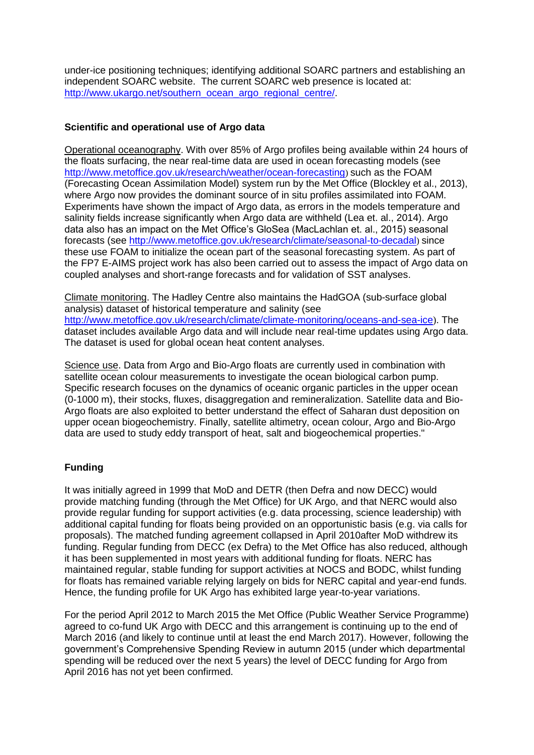under-ice positioning techniques; identifying additional SOARC partners and establishing an independent SOARC website. The current SOARC web presence is located at: http://www.ukargo.net/southern_ocean_argo_regional_centre/.

**Scientific and operational use of Argo data**

Operational oceanography. With over 85% of Argo profiles being available within 24 hours of the floats surfacing, the near real-time data are used in ocean forecasting models (see http://www.metoffice.gov.uk/research/weather/ocean-forecasting) such as the FOAM (Forecasting Ocean Assimilation Model) system run by the Met Office (Blockley et al., 2013), where Argo now provides the dominant source of in situ profiles assimilated into FOAM. Experiments have shown the impact of Argo data, as errors in the models temperature and salinity fields increase significantly when Argo data are withheld (Lea et. al., 2014). Argo data also has an impact on the Met Office's GloSea (MacLachlan et. al., 2015) seasonal forecasts (see http://www.metoffice.gov.uk/research/climate/seasonal-to-decadal) since these use FOAM to initialize the ocean part of the seasonal forecasting system. As part of the FP7 E-AIMS project work has also been carried out to assess the impact of Argo data on coupled analyses and short-range forecasts and for validation of SST analyses.

Climate monitoring. The Hadley Centre also maintains the HadGOA (sub-surface global analysis) dataset of historical temperature and salinity (see http://www.metoffice.gov.uk/research/climate/climate-monitoring/oceans-and-sea-ice). The dataset includes available Argo data and will include near real-time updates using Argo data. The dataset is used for global ocean heat content analyses.

Science use. Data from Argo and Bio-Argo floats are currently used in combination with satellite ocean colour measurements to investigate the ocean biological carbon pump. Specific research focuses on the dynamics of oceanic organic particles in the upper ocean (0-1000 m), their stocks, fluxes, disaggregation and remineralization. Satellite data and Bio-Argo floats are also exploited to better understand the effect of Saharan dust deposition on upper ocean biogeochemistry. Finally, satellite altimetry, ocean colour, Argo and Bio-Argo data are used to study eddy transport of heat, salt and biogeochemical properties."

**Funding**

It was initially agreed in 1999 that MoD and DETR (then Defra and now DECC) would provide matching funding (through the Met Office) for UK Argo, and that NERC would also provide regular funding for support activities (e.g. data processing, science leadership) with additional capital funding for floats being provided on an opportunistic basis (e.g. via calls for proposals). The matched funding agreement collapsed in April 2010after MoD withdrew its funding. Regular funding from DECC (ex Defra) to the Met Office has also reduced, although it has been supplemented in most years with additional funding for floats. NERC has maintained regular, stable funding for support activities at NOCS and BODC, whilst funding for floats has remained variable relying largely on bids for NERC capital and year-end funds. Hence, the funding profile for UK Argo has exhibited large year-to-year variations.

For the period April 2012 to March 2015 the Met Office (Public Weather Service Programme) agreed to co-fund UK Argo with DECC and this arrangement is continuing up to the end of March 2016 (and likely to continue until at least the end March 2017). However, following the government's Comprehensive Spending Review in autumn 2015 (under which departmental spending will be reduced over the next 5 years) the level of DECC funding for Argo from April 2016 has not yet been confirmed.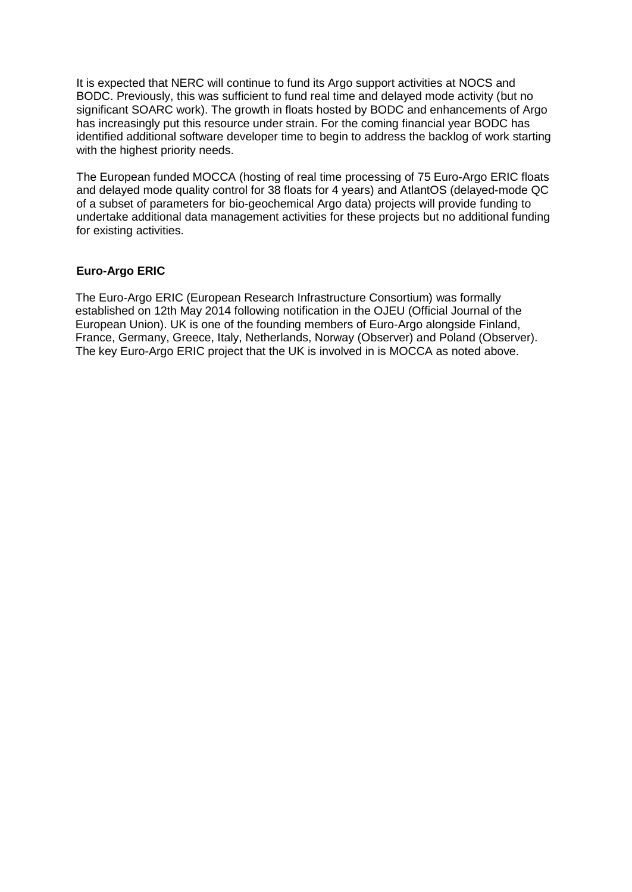It is expected that NERC will continue to fund its Argo support activities at NOCS and BODC. Previously, this was sufficient to fund real time and delayed mode activity (but no significant SOARC work). The growth in floats hosted by BODC and enhancements of Argo has increasingly put this resource under strain. For the coming financial year BODC has identified additional software developer time to begin to address the backlog of work starting with the highest priority needs.

The European funded MOCCA (hosting of real time processing of 75 Euro-Argo ERIC floats and delayed mode quality control for 38 floats for 4 years) and AtlantOS (delayed-mode QC of a subset of parameters for bio-geochemical Argo data) projects will provide funding to undertake additional data management activities for these projects but no additional funding for existing activities.

**Euro-Argo ERIC**

The Euro-Argo ERIC (European Research Infrastructure Consortium) was formally established on 12th May 2014 following notification in the OJEU (Official Journal of the European Union). UK is one of the founding members of Euro-Argo alongside Finland, France, Germany, Greece, Italy, Netherlands, Norway (Observer) and Poland (Observer). The key Euro-Argo ERIC project that the UK is involved in is MOCCA as noted above.